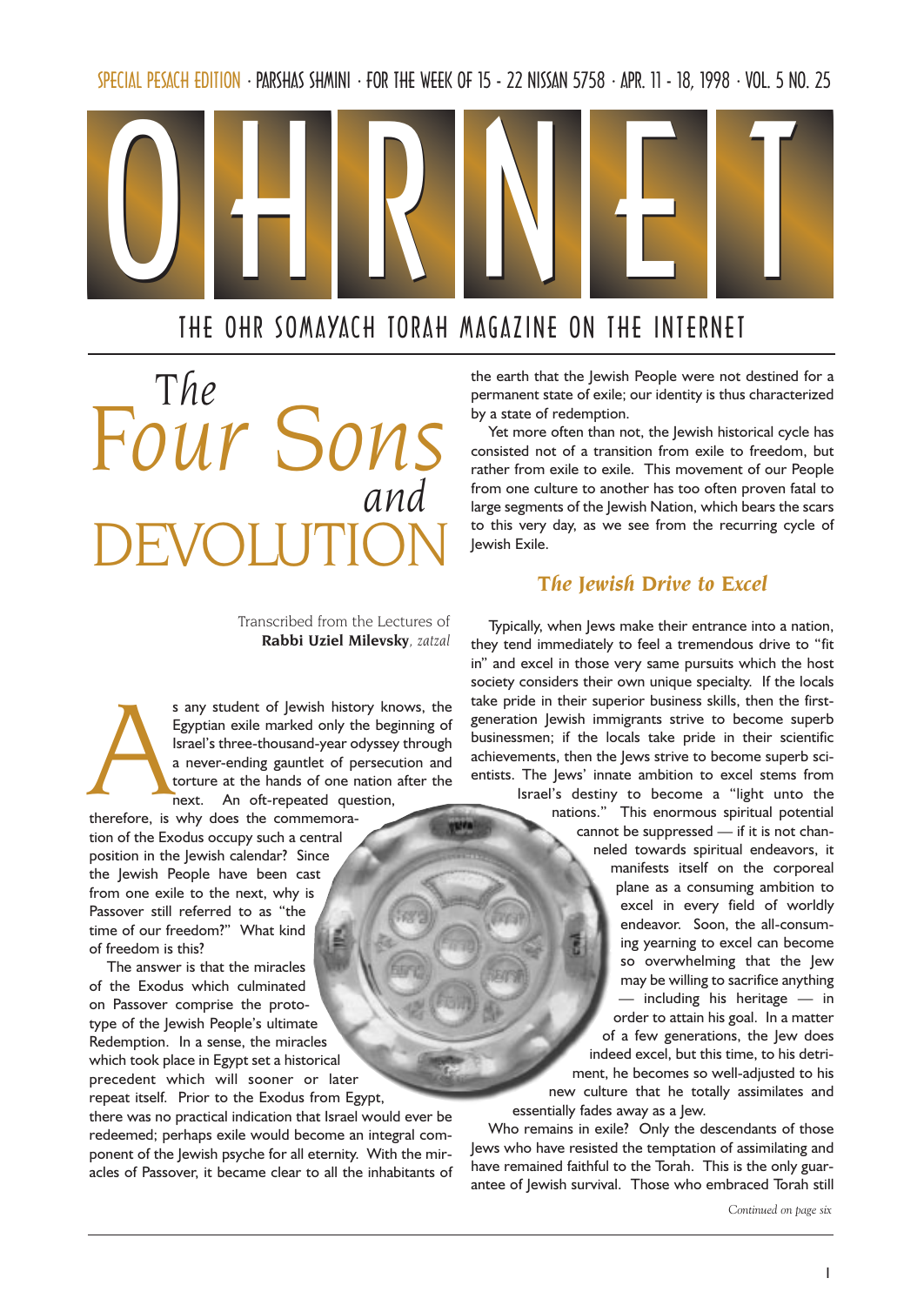SPECIAL PESACH EDITION · PARSHAS SHMINI · FOR THE WEEK OF 15 - 22 NISSAN 5758 · APR. 11 - 18, 1998 · VOL. 5 NO. 25

# OHRNET

THE OHR SOMAYACH TORAH MAGAZINE ON THE INTERNET

# The Four Sons and DEVOLUTION

Transcribed from the Lectures of
**Rabbi Uziel Milevsky**, *zatzal*

As any student of Jewish history knows, the Egyptian exile marked only the beginning of Israel's three-thousand-year odyssey through a never-ending gauntlet of persecution and torture at the hands of one nation after the next. An oft-repeated question, therefore, is why does the commemoration of the Exodus occupy such a central position in the Jewish calendar? Since the Jewish People have been cast from one exile to the next, why is Passover still referred to as "the time of our freedom?" What kind of freedom is this?

The answer is that the miracles of the Exodus which culminated on Passover comprise the prototype of the Jewish People's ultimate Redemption. In a sense, the miracles which took place in Egypt set a historical precedent which will sooner or later repeat itself. Prior to the Exodus from Egypt, there was no practical indication that Israel would ever be redeemed; perhaps exile would become an integral component of the Jewish psyche for all eternity. With the miracles of Passover, it became clear to all the inhabitants of the earth that the Jewish People were not destined for a permanent state of exile; our identity is thus characterized by a state of redemption.

Yet more often than not, the Jewish historical cycle has consisted not of a transition from exile to freedom, but rather from exile to exile. This movement of our People from one culture to another has too often proven fatal to large segments of the Jewish Nation, which bears the scars to this very day, as we see from the recurring cycle of Jewish Exile.

### The Jewish Drive to Excel

Typically, when Jews make their entrance into a nation, they tend immediately to feel a tremendous drive to "fit in" and excel in those very same pursuits which the host society considers their own unique specialty. If the locals take pride in their superior business skills, then the first-generation Jewish immigrants strive to become superb businessmen; if the locals take pride in their scientific achievements, then the Jews strive to become superb scientists. The Jews' innate ambition to excel stems from Israel's destiny to become a "light unto the nations." This enormous spiritual potential cannot be suppressed — if it is not channeled towards spiritual endeavors, it manifests itself on the corporeal plane as a consuming ambition to excel in every field of worldly endeavor. Soon, the all-consuming yearning to excel can become so overwhelming that the Jew may be willing to sacrifice anything — including his heritage — in order to attain his goal. In a matter of a few generations, the Jew does indeed excel, but this time, to his detriment, he becomes so well-adjusted to his new culture that he totally assimilates and essentially fades away as a Jew.

Who remains in exile? Only the descendants of those Jews who have resisted the temptation of assimilating and have remained faithful to the Torah. This is the only guarantee of Jewish survival. Those who embraced Torah still

*Continued on page six*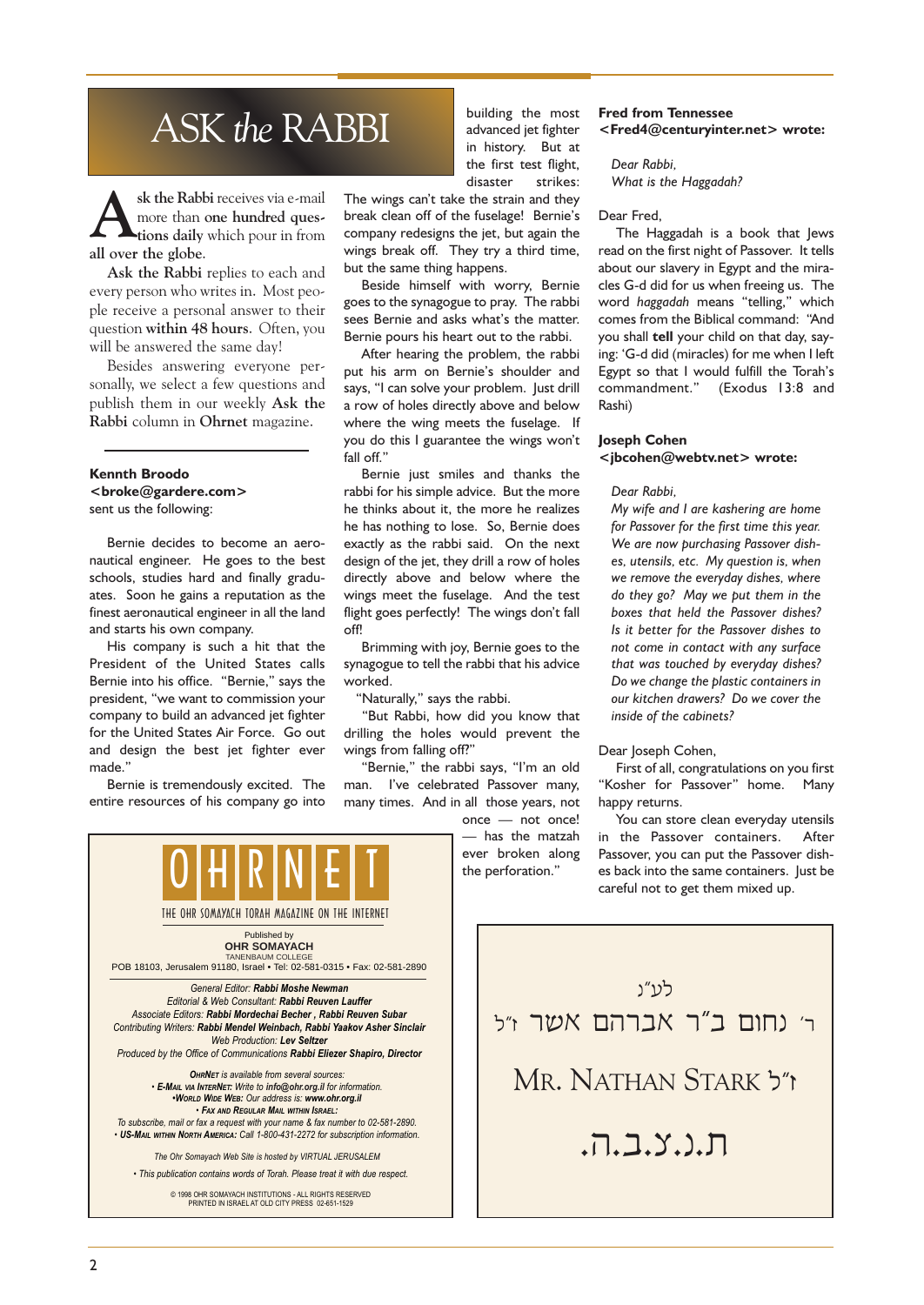# ASK *the* RABBI

**Ask the Rabbi** receives via e-mail more than **one hundred questions daily** which pour in from **all over the globe**.

**Ask the Rabbi** replies to each and every person who writes in. Most people receive a personal answer to their question **within 48 hours**. Often, you will be answered the same day!

Besides answering everyone personally, we select a few questions and publish them in our weekly **Ask the Rabbi** column in **Ohrnet** magazine.

---

**Kennth Broodo <broke@gardere.com>** sent us the following:

Bernie decides to become an aeronautical engineer. He goes to the best schools, studies hard and finally graduates. Soon he gains a reputation as the finest aeronautical engineer in all the land and starts his own company.

His company is such a hit that the President of the United States calls Bernie into his office. "Bernie," says the president, "we want to commission your company to build an advanced jet fighter for the United States Air Force. Go out and design the best jet fighter ever made."

Bernie is tremendously excited. The entire resources of his company go into building the most advanced jet fighter in history. But at the first test flight, disaster strikes: The wings can't take the strain and they break clean off of the fuselage! Bernie's company redesigns the jet, but again the wings break off. They try a third time, but the same thing happens.

Beside himself with worry, Bernie goes to the synagogue to pray. The rabbi there sees Bernie and asks what's the matter. Bernie pours his heart out to the rabbi.

After hearing the problem, the rabbi put his arm on Bernie's shoulder and says, "I can solve your problem. Just drill a row of holes directly above and below where the wing meets the fuselage. If you do this I guarantee the wings won't fall off."

Bernie just smiles and thanks the rabbi for his simple advice. But the more he thinks about it, the more he realizes he has nothing to lose. So, Bernie does exactly as the rabbi said. On the next design of the jet, they drill a row of holes directly above and below where the wings meet the fuselage. And the test flight goes perfectly! The wings don't fall off!

Brimming with joy, Bernie goes to the synagogue to tell the rabbi that his advice worked.

"Naturally," says the rabbi.

"But Rabbi, how did you know that drilling the holes would prevent the wings from falling off?"

"Bernie," the rabbi says, "I'm an old man. I've celebrated Passover many, many times. And in all those years, not once — not once! — has the matzah ever broken along the perforation."

**Fred from Tennessee <Fred4@centuryinter.net> wrote:**

*Dear Rabbi,*
*What is the Haggadah?*

Dear Fred,

The Haggadah is a book that Jews read on the first night of Passover. It tells about our slavery in Egypt and the miracles G-d did for us when freeing us. The word *haggadah* means "telling," which comes from the Biblical command: "And you shall **tell** your child on that day, saying: 'G-d did (miracles) for me when I left Egypt so that I would fulfill the Torah's commandment." (Exodus 13:8 and Rashi)

**Joseph Cohen <jbcohen@webtv.net> wrote:**

*Dear Rabbi,*
*My wife and I are kashering are home for Passover for the first time this year. We are now purchasing Passover dishes, utensils, etc. My question is, when we remove the everyday dishes, where do they go? May we put them in the boxes that held the Passover dishes? Is it better for the Passover dishes to not come in contact with any surface that was touched by everyday dishes? Do we change the plastic containers in our kitchen drawers? Do we cover the inside of the cabinets?*

Dear Joseph Cohen,

First of all, congratulations on you first "Kosher for Passover" home. Many happy returns.

You can store clean everyday utensils in the Passover containers. After Passover, you can put the Passover dishes back into the same containers. Just be careful not to get them mixed up.

---

# OHRNET

THE OHR SOMAYACH TORAH MAGAZINE ON THE INTERNET

Published by
**OHR SOMAYACH**
TANENBAUM COLLEGE
POB 18103, Jerusalem 91180, Israel • Tel: 02-581-0315 • Fax: 02-581-2890

*General Editor:* ***Rabbi Moshe Newman***
*Editorial & Web Consultant:* ***Rabbi Reuven Lauffer***
*Associate Editors:* ***Rabbi Mordechai Becher , Rabbi Reuven Subar***
*Contributing Writers:* ***Rabbi Mendel Weinbach, Rabbi Yaakov Asher Sinclair***
*Web Production:* ***Lev Seltzer***
*Produced by the Office of Communications* ***Rabbi Eliezer Shapiro, Director***

***OhrNet*** *is available from several sources:*
*• **E-Mail via InterNet:** Write to **info@ohr.org.il** for information.*
*•**World Wide Web:** Our address is: **www.ohr.org.il***
*• **Fax and Regular Mail within Israel:***
*To subscribe, mail or fax a request with your name & fax number to 02-581-2890.*
*• **US-Mail within North America:** Call 1-800-431-2272 for subscription information.*

*The Ohr Somayach Web Site is hosted by VIRTUAL JERUSALEM*

*• This publication contains words of Torah. Please treat it with due respect.*

© 1998 OHR SOMAYACH INSTITUTIONS - ALL RIGHTS RESERVED
PRINTED IN ISRAEL AT OLD CITY PRESS 02-651-1529

---

לע"נ

ר' נחום ב"ר אברהם אשר ז"ל

MR. NATHAN STARK ז"ל

ת.נ.צ.ב.ה.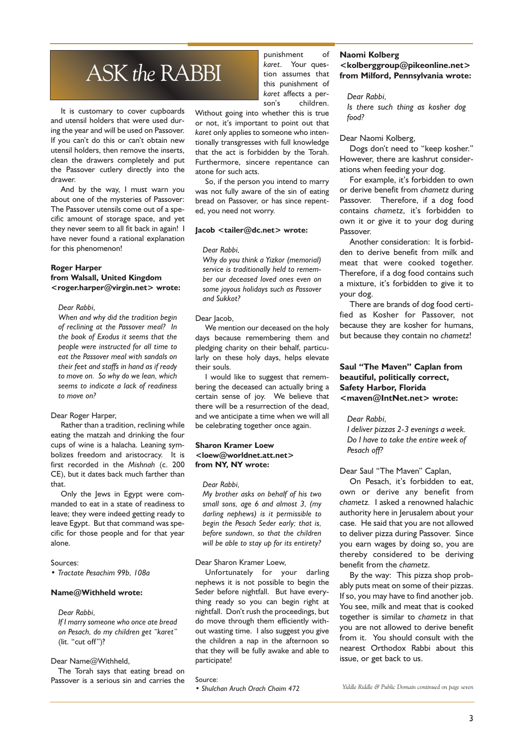# ASK *the* RABBI

It is customary to cover cupboards and utensil holders that were used during the year and will be used on Passover. If you can't do this or can't obtain new utensil holders, then remove the inserts, clean the drawers completely and put the Passover cutlery directly into the drawer.

And by the way, I must warn you about one of the mysteries of Passover: The Passover utensils come out of a specific amount of storage space, and yet they never seem to all fit back in again! I have never found a rational explanation for this phenomenon!

**Roger Harper from Walsall, United Kingdom <roger.harper@virgin.net> wrote:**

*Dear Rabbi,*
*When and why did the tradition begin of reclining at the Passover meal? In the book of Exodus it seems that the people were instructed for all time to eat the Passover meal with sandals on their feet and staffs in hand as if ready to move on. So why do we lean, which seems to indicate a lack of readiness to move on?*

Dear Roger Harper,

Rather than a tradition, reclining while eating the matzah and drinking the four cups of wine is a halacha. Leaning symbolizes freedom and aristocracy. It is first recorded in the *Mishnah* (c. 200 CE), but it dates back much farther than that.

Only the Jews in Egypt were commanded to eat in a state of readiness to leave; they were indeed getting ready to leave Egypt. But that command was specific for those people and for that year alone.

Sources:
- *Tractate Pesachim 99b, 108a*

**Name@Withheld wrote:**

*Dear Rabbi,*
*If I marry someone who once ate bread on Pesach, do my children get "karet"* (lit. "cut off")?

Dear Name@Withheld,

The Torah says that eating bread on Passover is a serious sin and carries the punishment of *karet*. Your question assumes that this punishment of *karet* affects a person's children. Without going into whether this is true or not, it's important to point out that *karet* only applies to someone who intentionally transgresses with full knowledge that the act is forbidden by the Torah. Furthermore, sincere repentance can atone for such acts.

So, if the person you intend to marry was not fully aware of the sin of eating bread on Passover, or has since repented, you need not worry.

**Jacob <tailer@dc.net> wrote:**

*Dear Rabbi,*
*Why do you think a Yizkor (memorial) service is traditionally held to remember our deceased loved ones even on some joyous holidays such as Passover and Sukkot?*

Dear Jacob,

We mention our deceased on the holy days because remembering them and pledging charity on their behalf, particularly on these holy days, helps elevate their souls.

I would like to suggest that remembering the deceased can actually bring a certain sense of joy. We believe that there will be a resurrection of the dead, and we anticipate a time when we will all be celebrating together once again.

**Sharon Kramer Loew <loew@worldnet.att.net> from NY, NY wrote:**

*Dear Rabbi,*
*My brother asks on behalf of his two small sons, age 6 and almost 3, (my darling nephews) is it permissible to begin the Pesach Seder early; that is, before sundown, so that the children will be able to stay up for its entirety?*

Dear Sharon Kramer Loew,

Unfortunately for your darling nephews it is not possible to begin the Seder before nightfall. But have everything ready so you can begin right at nightfall. Don't rush the proceedings, but do move through them efficiently without wasting time. I also suggest you give the children a nap in the afternoon so that they will be fully awake and able to participate!

Source:
- *Shulchan Aruch Orach Chaim 472*

**Naomi Kolberg <kolberggroup@pikeonline.net> from Milford, Pennsylvania wrote:**

*Dear Rabbi,*
*Is there such thing as kosher dog food?*

Dear Naomi Kolberg,

Dogs don't need to "keep kosher." However, there are kashrut considerations when feeding your dog.

For example, it's forbidden to own or derive benefit from *chametz* during Passover. Therefore, if a dog food contains *chametz*, it's forbidden to own it or give it to your dog during Passover.

Another consideration: It is forbidden to derive benefit from milk and meat that were cooked together. Therefore, if a dog food contains such a mixture, it's forbidden to give it to your dog.

There are brands of dog food certified as Kosher for Passover, not because they are kosher for humans, but because they contain no *chametz*!

**Saul "The Maven" Caplan from beautiful, politically correct, Safety Harbor, Florida <maven@IntNet.net> wrote:**

*Dear Rabbi,*
*I deliver pizzas 2-3 evenings a week. Do I have to take the entire week of Pesach off?*

Dear Saul "The Maven" Caplan,

On Pesach, it's forbidden to eat, own or derive any benefit from *chametz*. I asked a renowned halachic authority here in Jerusalem about your case. He said that you are not allowed to deliver pizza during Passover. Since you earn wages by doing so, you are thereby considered to be deriving benefit from the *chametz*.

By the way: This pizza shop probably puts meat on some of their pizzas. If so, you may have to find another job. You see, milk and meat that is cooked together is similar to *chametz* in that you are not allowed to derive benefit from it. You should consult with the nearest Orthodox Rabbi about this issue, or get back to us.

*Yiddle Riddle & Public Domain continued on page seven*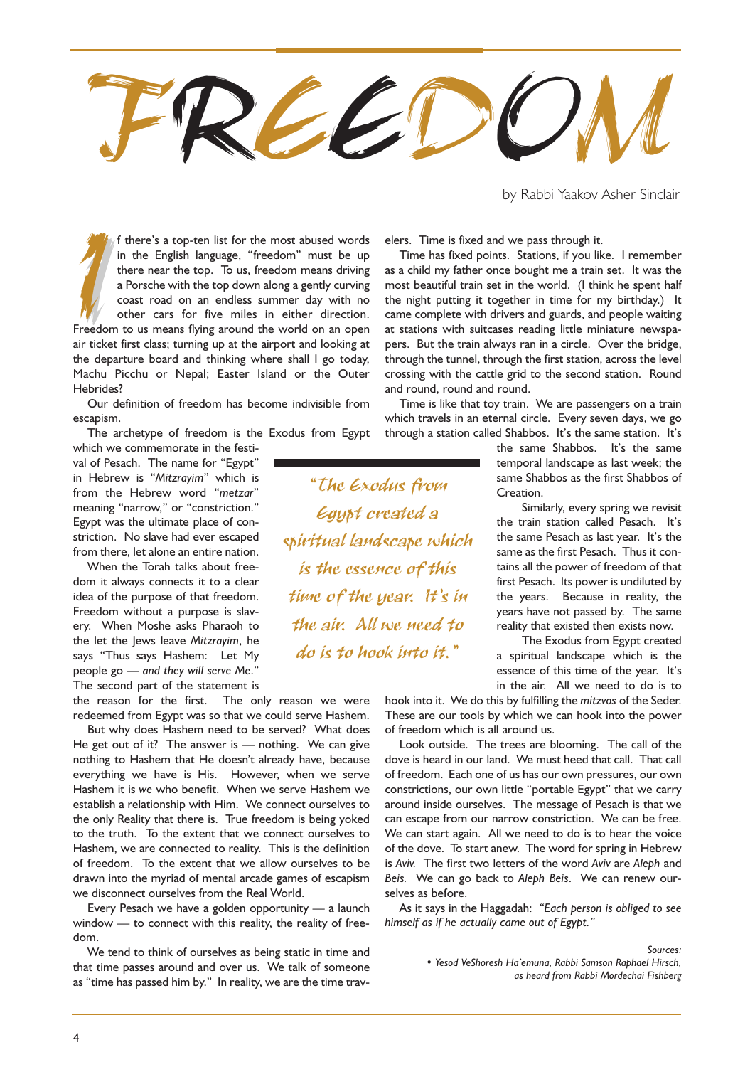# FREEDOM

by Rabbi Yaakov Asher Sinclair

If there's a top-ten list for the most abused words in the English language, "freedom" must be up there near the top. To us, freedom means driving a Porsche with the top down along a gently curving coast road on an endless summer day with no other cars for five miles in either direction. Freedom to us means flying around the world on an open air ticket first class; turning up at the airport and looking at the departure board and thinking where shall I go today, Machu Picchu or Nepal; Easter Island or the Outer Hebrides?

Our definition of freedom has become indivisible from escapism.

The archetype of freedom is the Exodus from Egypt which we commemorate in the festival of Pesach. The name for "Egypt" in Hebrew is "*Mitzrayim*" which is from the Hebrew word "*metzar*" meaning "narrow," or "constriction." Egypt was the ultimate place of constriction. No slave had ever escaped from there, let alone an entire nation.

When the Torah talks about freedom it always connects it to a clear idea of the purpose of that freedom. Freedom without a purpose is slavery. When Moshe asks Pharaoh to the let the Jews leave *Mitzrayim*, he says "Thus says Hashem: Let My people go — *and they will serve Me*." The second part of the statement is the reason for the first. The only reason we were redeemed from Egypt was so that we could serve Hashem.

But why does Hashem need to be served? What does He get out of it? The answer is — nothing. We can give nothing to Hashem that He doesn't already have, because everything we have is His. However, when we serve Hashem it is *we* who benefit. When we serve Hashem we establish a relationship with Him. We connect ourselves to the only Reality that there is. True freedom is being yoked to the truth. To the extent that we connect ourselves to Hashem, we are connected to reality. This is the definition of freedom. To the extent that we allow ourselves to be drawn into the myriad of mental arcade games of escapism we disconnect ourselves from the Real World.

Every Pesach we have a golden opportunity — a launch window — to connect with this reality, the reality of freedom.

We tend to think of ourselves as being static in time and that time passes around and over us. We talk of someone as "time has passed him by." In reality, we are the time travelers. Time is fixed and we pass through it.

Time has fixed points. Stations, if you like. I remember as a child my father once bought me a train set. It was the most beautiful train set in the world. (I think he spent half the night putting it together in time for my birthday.) It came complete with drivers and guards, and people waiting at stations with suitcases reading little miniature newspapers. But the train always ran in a circle. Over the bridge, through the tunnel, through the first station, across the level crossing with the cattle grid to the second station. Round and round, round and round.

Time is like that toy train. We are passengers on a train which travels in an eternal circle. Every seven days, we go through a station called Shabbos. It's the same station. It's the same Shabbos. It's the same temporal landscape as last week; the same Shabbos as the first Shabbos of Creation.

> "The Exodus from Egypt created a spiritual landscape which is the essence of this time of the year. It's in the air. All we need to do is to hook into it."

Similarly, every spring we revisit the train station called Pesach. It's the same Pesach as last year. It's the same as the first Pesach. Thus it contains all the power of freedom of that first Pesach. Its power is undiluted by the years. Because in reality, the years have not passed by. The same reality that existed then exists now.

The Exodus from Egypt created a spiritual landscape which is the essence of this time of the year. It's in the air. All we need to do is to hook into it. We do this by fulfilling the *mitzvos* of the Seder. These are our tools by which we can hook into the power of freedom which is all around us.

Look outside. The trees are blooming. The call of the dove is heard in our land. We must heed that call. That call of freedom. Each one of us has our own pressures, our own constrictions, our own little "portable Egypt" that we carry around inside ourselves. The message of Pesach is that we can escape from our narrow constriction. We can be free. We can start again. All we need to do is to hear the voice of the dove. To start anew. The word for spring in Hebrew is *Aviv.* The first two letters of the word *Aviv* are *Aleph* and *Beis.* We can go back to *Aleph Beis*. We can renew ourselves as before.

As it says in the Haggadah: *"Each person is obliged to see himself as if he actually came out of Egypt."*

*Sources:*
*• Yesod VeShoresh Ha'emuna, Rabbi Samson Raphael Hirsch, as heard from Rabbi Mordechai Fishberg*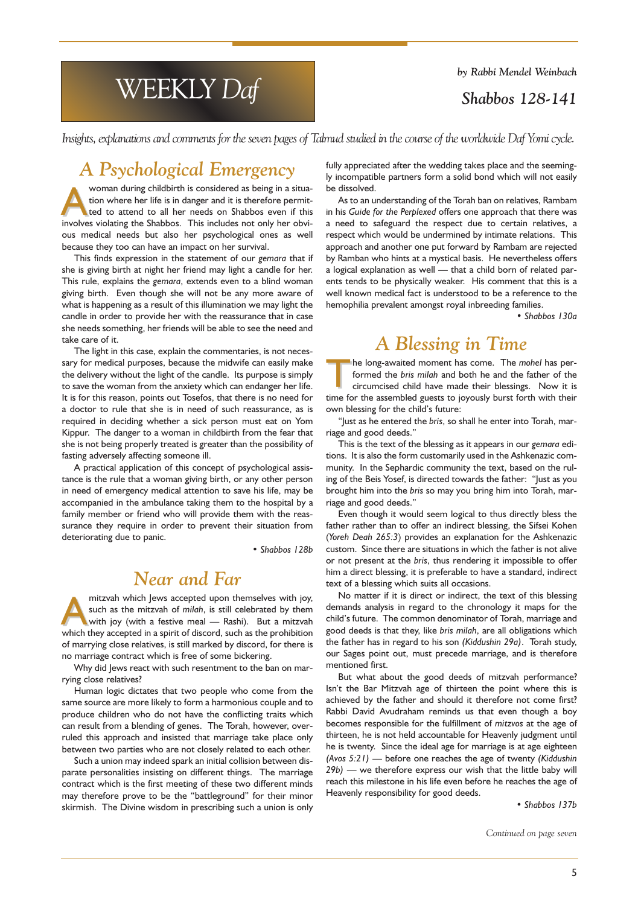# WEEKLY *Daf*

*by Rabbi Mendel Weinbach*

***Shabbos 128-141***

*Insights, explanations and comments for the seven pages of Talmud studied in the course of the worldwide Daf Yomi cycle.*

## *A Psychological Emergency*

A woman during childbirth is considered as being in a situation where her life is in danger and it is therefore permitted to attend to all her needs on Shabbos even if this involves violating the Shabbos. This includes not only her obvious medical needs but also her psychological ones as well because they too can have an impact on her survival.

This finds expression in the statement of our *gemara* that if she is giving birth at night her friend may light a candle for her. This rule, explains the *gemara*, extends even to a blind woman giving birth. Even though she will not be any more aware of what is happening as a result of this illumination we may light the candle in order to provide her with the reassurance that in case she needs something, her friends will be able to see the need and take care of it.

The light in this case, explain the commentaries, is not necessary for medical purposes, because the midwife can easily make the delivery without the light of the candle. Its purpose is simply to save the woman from the anxiety which can endanger her life. It is for this reason, points out Tosefos, that there is no need for a doctor to rule that she is in need of such reassurance, as is required in deciding whether a sick person must eat on Yom Kippur. The danger to a woman in childbirth from the fear that she is not being properly treated is greater than the possibility of fasting adversely affecting someone ill.

A practical application of this concept of psychological assistance is the rule that a woman giving birth, or any other person in need of emergency medical attention to save his life, may be accompanied in the ambulance taking them to the hospital by a family member or friend who will provide them with the reassurance they require in order to prevent their situation from deteriorating due to panic.

*• Shabbos 128b*

## *Near and Far*

A mitzvah which Jews accepted upon themselves with joy, such as the mitzvah of *milah*, is still celebrated by them with joy (with a festive meal — Rashi). But a mitzvah which they accepted in a spirit of discord, such as the prohibition of marrying close relatives, is still marked by discord, for there is no marriage contract which is free of some bickering.

Why did Jews react with such resentment to the ban on marrying close relatives?

Human logic dictates that two people who come from the same source are more likely to form a harmonious couple and to produce children who do not have the conflicting traits which can result from a blending of genes. The Torah, however, overruled this approach and insisted that marriage take place only between two parties who are not closely related to each other.

Such a union may indeed spark an initial collision between disparate personalities insisting on different things. The marriage contract which is the first meeting of these two different minds may therefore prove to be the "battleground" for their minor skirmish. The Divine wisdom in prescribing such a union is only fully appreciated after the wedding takes place and the seemingly incompatible partners form a solid bond which will not easily be dissolved.

As to an understanding of the Torah ban on relatives, Rambam in his *Guide for the Perplexed* offers one approach that there was a need to safeguard the respect due to certain relatives, a respect which would be undermined by intimate relations. This approach and another one put forward by Rambam are rejected by Ramban who hints at a mystical basis. He nevertheless offers a logical explanation as well — that a child born of related parents tends to be physically weaker. His comment that this is a well known medical fact is understood to be a reference to the hemophilia prevalent amongst royal inbreeding families.

*• Shabbos 130a*

## *A Blessing in Time*

The long-awaited moment has come. The *mohel* has performed the *bris milah* and both he and the father of the circumcised child have made their blessings. Now it is time for the assembled guests to joyously burst forth with their own blessing for the child's future:

"Just as he entered the *bris*, so shall he enter into Torah, marriage and good deeds."

This is the text of the blessing as it appears in our *gemara* editions. It is also the form customarily used in the Ashkenazic community. In the Sephardic community the text, based on the ruling of the Beis Yosef, is directed towards the father: "Just as you brought him into the *bris* so may you bring him into Torah, marriage and good deeds."

Even though it would seem logical to thus directly bless the father rather than to offer an indirect blessing, the Sifsei Kohen (*Yoreh Deah 265:3*) provides an explanation for the Ashkenazic custom. Since there are situations in which the father is not alive or not present at the *bris*, thus rendering it impossible to offer him a direct blessing, it is preferable to have a standard, indirect text of a blessing which suits all occasions.

No matter if it is direct or indirect, the text of this blessing demands analysis in regard to the chronology it maps for the child's future. The common denominator of Torah, marriage and good deeds is that they, like *bris milah*, are all obligations which the father has in regard to his son *(Kiddushin 29a)*. Torah study, our Sages point out, must precede marriage, and is therefore mentioned first.

But what about the good deeds of mitzvah performance? Isn't the Bar Mitzvah age of thirteen the point where this is achieved by the father and should it therefore not come first? Rabbi David Avudraham reminds us that even though a boy becomes responsible for the fulfillment of *mitzvos* at the age of thirteen, he is not held accountable for Heavenly judgment until he is twenty. Since the ideal age for marriage is at age eighteen *(Avos 5:21)* — before one reaches the age of twenty *(Kiddushin 29b)* — we therefore express our wish that the little baby will reach this milestone in his life even before he reaches the age of Heavenly responsibility for good deeds.

*• Shabbos 137b*

*Continued on page seven*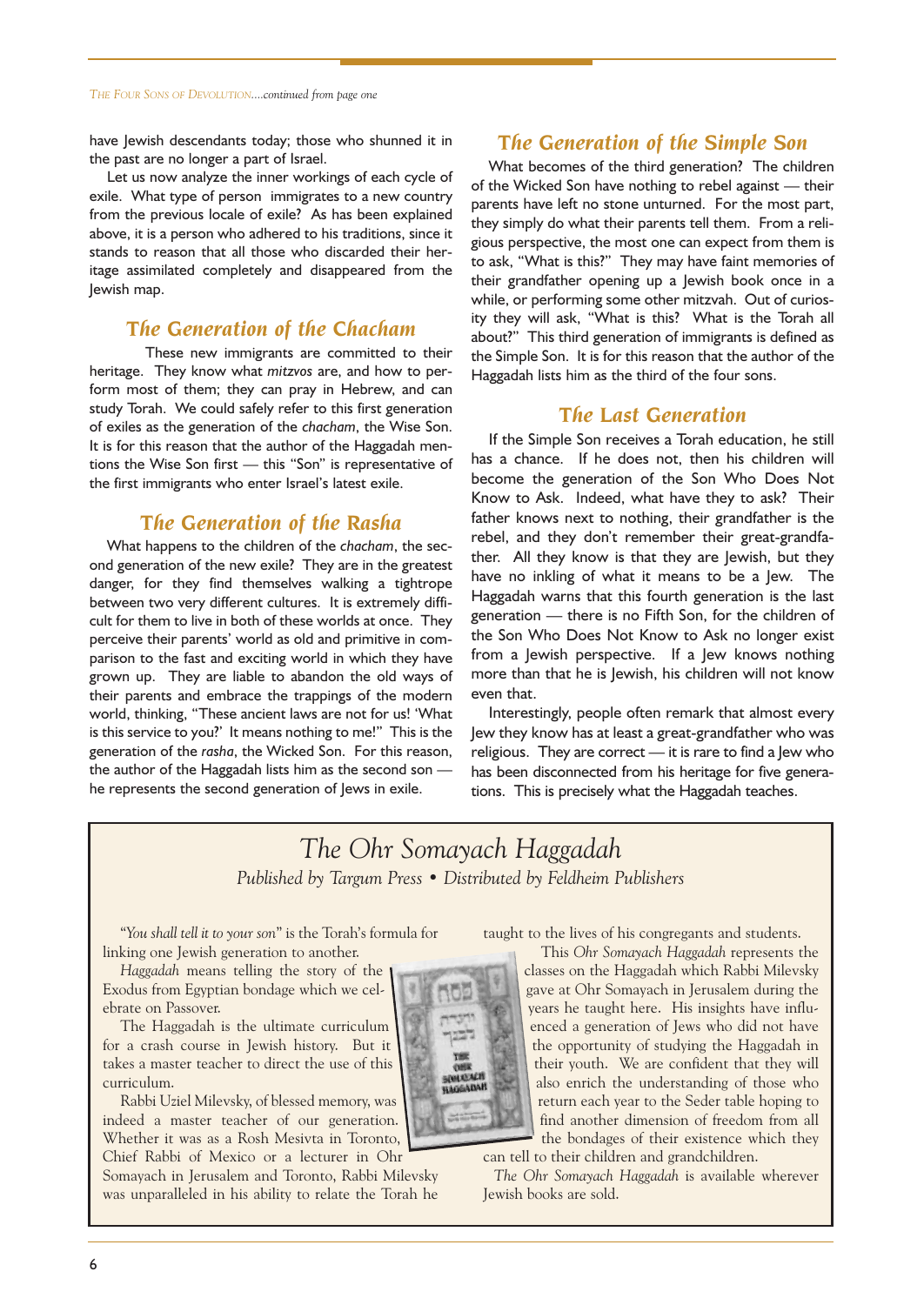*The Four Sons of Devolution....continued from page one*

have Jewish descendants today; those who shunned it in the past are no longer a part of Israel.

Let us now analyze the inner workings of each cycle of exile. What type of person immigrates to a new country from the previous locale of exile? As has been explained above, it is a person who adhered to his traditions, since it stands to reason that all those who discarded their heritage assimilated completely and disappeared from the Jewish map.

## The Generation of the Chacham

These new immigrants are committed to their heritage. They know what *mitzvos* are, and how to perform most of them; they can pray in Hebrew, and can study Torah. We could safely refer to this first generation of exiles as the generation of the *chacham*, the Wise Son. It is for this reason that the author of the Haggadah mentions the Wise Son first — this "Son" is representative of the first immigrants who enter Israel's latest exile.

## The Generation of the Rasha

What happens to the children of the *chacham*, the second generation of the new exile? They are in the greatest danger, for they find themselves walking a tightrope between two very different cultures. It is extremely difficult for them to live in both of these worlds at once. They perceive their parents' world as old and primitive in comparison to the fast and exciting world in which they have grown up. They are liable to abandon the old ways of their parents and embrace the trappings of the modern world, thinking, "These ancient laws are not for us! 'What is this service to you?' It means nothing to me!" This is the generation of the *rasha*, the Wicked Son. For this reason, the author of the Haggadah lists him as the second son — he represents the second generation of Jews in exile.

## The Generation of the Simple Son

What becomes of the third generation? The children of the Wicked Son have nothing to rebel against — their parents have left no stone unturned. For the most part, they simply do what their parents tell them. From a religious perspective, the most one can expect from them is to ask, "What is this?" They may have faint memories of their grandfather opening up a Jewish book once in a while, or performing some other mitzvah. Out of curiosity they will ask, "What is this? What is the Torah all about?" This third generation of immigrants is defined as the Simple Son. It is for this reason that the author of the Haggadah lists him as the third of the four sons.

## The Last Generation

If the Simple Son receives a Torah education, he still has a chance. If he does not, then his children will become the generation of the Son Who Does Not Know to Ask. Indeed, what have they to ask? Their father knows next to nothing, their grandfather is the rebel, and they don't remember their great-grandfather. All they know is that they are Jewish, but they have no inkling of what it means to be a Jew. The Haggadah warns that this fourth generation is the last generation — there is no Fifth Son, for the children of the Son Who Does Not Know to Ask no longer exist from a Jewish perspective. If a Jew knows nothing more than that he is Jewish, his children will not know even that.

Interestingly, people often remark that almost every Jew they know has at least a great-grandfather who was religious. They are correct — it is rare to find a Jew who has been disconnected from his heritage for five generations. This is precisely what the Haggadah teaches.

---

# The Ohr Somayach Haggadah

*Published by Targum Press • Distributed by Feldheim Publishers*

"*You shall tell it to your son*" is the Torah's formula for linking one Jewish generation to another.

*Haggadah* means telling the story of the Exodus from Egyptian bondage which we celebrate on Passover.

The Haggadah is the ultimate curriculum for a crash course in Jewish history. But it takes a master teacher to direct the use of this curriculum.

Rabbi Uziel Milevsky, of blessed memory, was indeed a master teacher of our generation. Whether it was as a Rosh Mesivta in Toronto, Chief Rabbi of Mexico or a lecturer in Ohr Somayach in Jerusalem and Toronto, Rabbi Milevsky was unparalleled in his ability to relate the Torah he taught to the lives of his congregants and students.

This *Ohr Somayach Haggadah* represents the classes on the Haggadah which Rabbi Milevsky gave at Ohr Somayach in Jerusalem during the years he taught here. His insights have influenced a generation of Jews who did not have the opportunity of studying the Haggadah in their youth. We are confident that they will also enrich the understanding of those who return each year to the Seder table hoping to find another dimension of freedom from all the bondages of their existence which they can tell to their children and grandchildren.

*The Ohr Somayach Haggadah* is available wherever Jewish books are sold.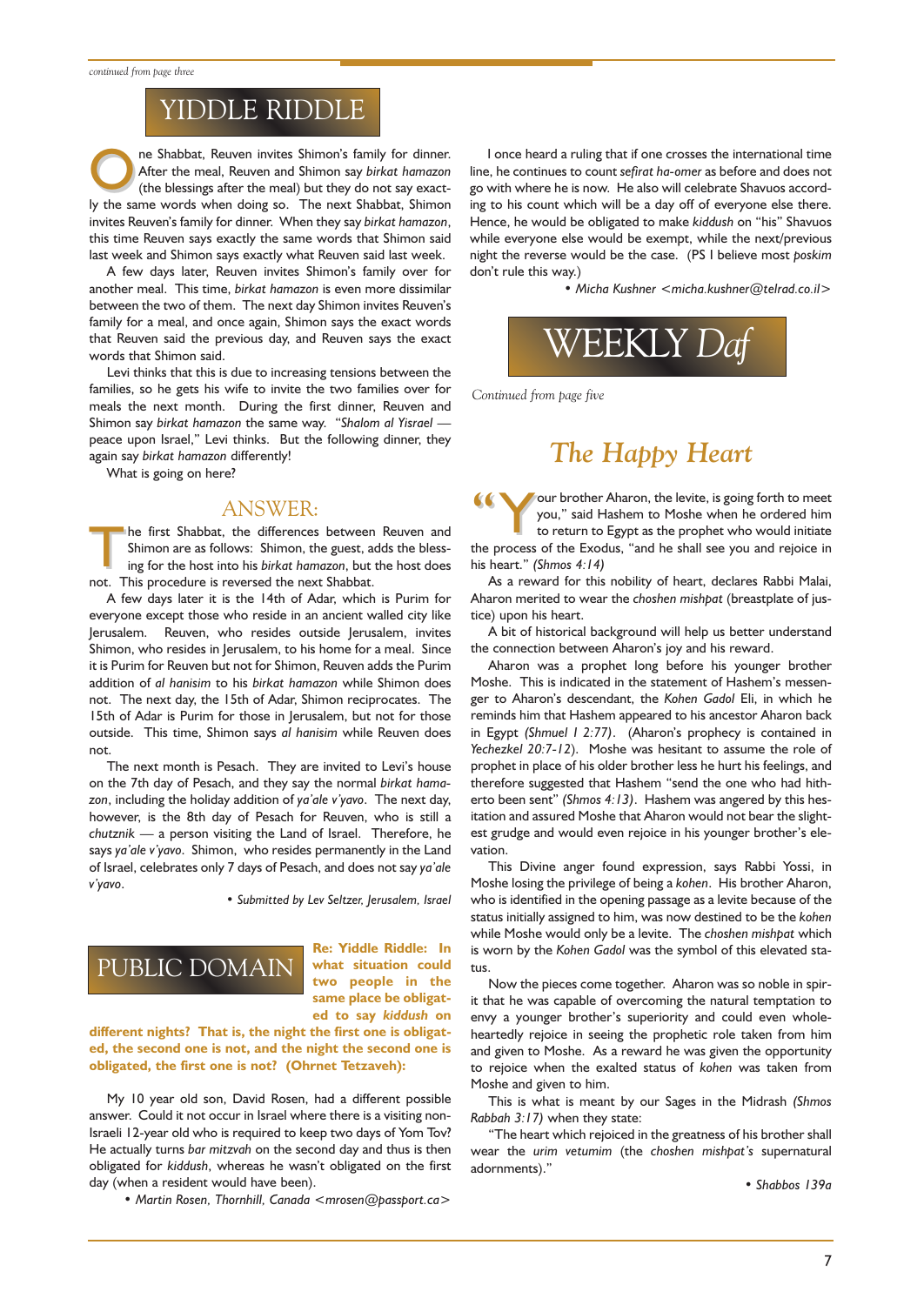*continued from page three*

# YIDDLE RIDDLE

One Shabbat, Reuven invites Shimon's family for dinner. After the meal, Reuven and Shimon say *birkat hamazon* (the blessings after the meal) but they do not say exactly the same words when doing so. The next Shabbat, Shimon invites Reuven's family for dinner. When they say *birkat hamazon*, this time Reuven says exactly the same words that Shimon said last week and Shimon says exactly what Reuven said last week.

A few days later, Reuven invites Shimon's family over for another meal. This time, *birkat hamazon* is even more dissimilar between the two of them. The next day Shimon invites Reuven's family for a meal, and once again, Shimon says the exact words that Reuven said the previous day, and Reuven says the exact words that Shimon said.

Levi thinks that this is due to increasing tensions between the families, so he gets his wife to invite the two families over for meals the next month. During the first dinner, Reuven and Shimon say *birkat hamazon* the same way. "*Shalom al Yisrael* — peace upon Israel," Levi thinks. But the following dinner, they again say *birkat hamazon* differently!

What is going on here?

## ANSWER:

The first Shabbat, the differences between Reuven and Shimon are as follows: Shimon, the guest, adds the blessing for the host into his *birkat hamazon*, but the host does not. This procedure is reversed the next Shabbat.

A few days later it is the 14th of Adar, which is Purim for everyone except those who reside in an ancient walled city like Jerusalem. Reuven, who resides outside Jerusalem, invites Shimon, who resides in Jerusalem, to his home for a meal. Since it is Purim for Reuven but not for Shimon, Reuven adds the Purim addition of *al hanisim* to his *birkat hamazon* while Shimon does not. The next day, the 15th of Adar, Shimon reciprocates. The 15th of Adar is Purim for those in Jerusalem, but not for those outside. This time, Shimon says *al hanisim* while Reuven does not.

The next month is Pesach. They are invited to Levi's house on the 7th day of Pesach, and they say the normal *birkat hamazon*, including the holiday addition of *ya'ale v'yavo*. The next day, however, is the 8th day of Pesach for Reuven, who is still a *chutznik* — a person visiting the Land of Israel. Therefore, he says *ya'ale v'yavo*. Shimon, who resides permanently in the Land of Israel, celebrates only 7 days of Pesach, and does not say *ya'ale v'yavo*.

• *Submitted by Lev Seltzer, Jerusalem, Israel*

# PUBLIC DOMAIN

**Re: Yiddle Riddle: In what situation could two people in the same place be obligated to say *kiddush* on different nights? That is, the night the first one is obligated, the second one is not, and the night the second one is obligated, the first one is not? (Ohrnet Tetzaveh):**

My 10 year old son, David Rosen, had a different possible answer. Could it not occur in Israel where there is a visiting non-Israeli 12-year old who is required to keep two days of Yom Tov? He actually turns *bar mitzvah* on the second day and thus is then obligated for *kiddush*, whereas he wasn't obligated on the first day (when a resident would have been).

• *Martin Rosen, Thornhill, Canada <mrosen@passport.ca>*

I once heard a ruling that if one crosses the international time line, he continues to count *sefirat ha-omer* as before and does not go with where he is now. He also will celebrate Shavuos according to his count which will be a day off of everyone else there. Hence, he would be obligated to make *kiddush* on "his" Shavuos while everyone else would be exempt, while the next/previous night the reverse would be the case. (PS I believe most *poskim* don't rule this way.)

• *Micha Kushner <micha.kushner@telrad.co.il>*

# WEEKLY *Daf*

*Continued from page five*

## *The Happy Heart*

"Your brother Aharon, the levite, is going forth to meet you," said Hashem to Moshe when he ordered him to return to Egypt as the prophet who would initiate the process of the Exodus, "and he shall see you and rejoice in his heart." *(Shmos 4:14)*

As a reward for this nobility of heart, declares Rabbi Malai, Aharon merited to wear the *choshen mishpat* (breastplate of justice) upon his heart.

A bit of historical background will help us better understand the connection between Aharon's joy and his reward.

Aharon was a prophet long before his younger brother Moshe. This is indicated in the statement of Hashem's messenger to Aharon's descendant, the *Kohen Gadol* Eli, in which he reminds him that Hashem appeared to his ancestor Aharon back in Egypt *(Shmuel I 2:27)*. (Aharon's prophecy is contained in *Yechezkel 20:7-12*). Moshe was hesitant to assume the role of prophet in place of his older brother less he hurt his feelings, and therefore suggested that Hashem "send the one who had hitherto been sent" *(Shmos 4:13)*. Hashem was angered by this hesitation and assured Moshe that Aharon would not bear the slightest grudge and would even rejoice in his younger brother's elevation.

This Divine anger found expression, says Rabbi Yossi, in Moshe losing the privilege of being a *kohen*. His brother Aharon, who is identified in the opening passage as a levite because of the status initially assigned to him, was now destined to be the *kohen* while Moshe would only be a levite. The *choshen mishpat* which is worn by the *Kohen Gadol* was the symbol of this elevated status.

Now the pieces come together. Aharon was so noble in spirit that he was capable of overcoming the natural temptation to envy a younger brother's superiority and could even wholeheartedly rejoice in seeing the prophetic role taken from him and given to Moshe. As a reward he was given the opportunity to rejoice when the exalted status of *kohen* was taken from Moshe and given to him.

This is what is meant by our Sages in the Midrash *(Shmos Rabbah 3:17)* when they state:

"The heart which rejoiced in the greatness of his brother shall wear the *urim vetumim* (the *choshen mishpat's* supernatural adornments)."

• *Shabbos 139a*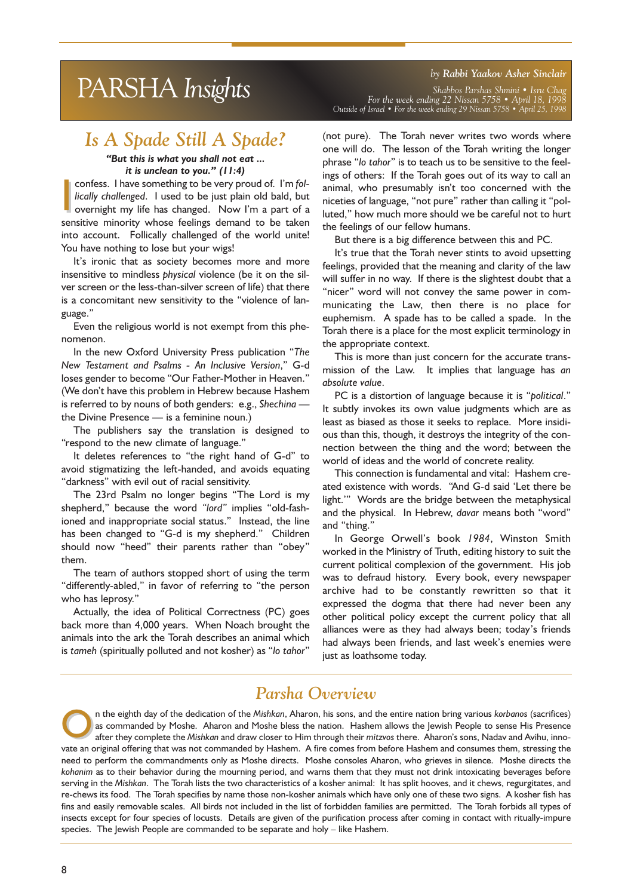# PARSHA *Insights*

*by* ***Rabbi Yaakov Asher Sinclair***

*Shabbos Parshas Shmini • Isru Chag*
*For the week ending 22 Nissan 5758 • April 18, 1998*
*Outside of Israel • For the week ending 29 Nissan 5758 • April 25, 1998*

## *Is A Spade Still A Spade?*

***"But this is what you shall not eat ... it is unclean to you." (11:4)***

I confess. I have something to be very proud of. I'm *follically challenged*. I used to be just plain old bald, but overnight my life has changed. Now I'm a part of a sensitive minority whose feelings demand to be taken into account. Follically challenged of the world unite! You have nothing to lose but your wigs!

It's ironic that as society becomes more and more insensitive to mindless *physical* violence (be it on the silver screen or the less-than-silver screen of life) that there is a concomitant new sensitivity to the "violence of language."

Even the religious world is not exempt from this phenomenon.

In the new Oxford University Press publication "*The New Testament and Psalms - An Inclusive Version*," G-d loses gender to become "Our Father-Mother in Heaven." (We don't have this problem in Hebrew because Hashem is referred to by nouns of both genders: e.g., *Shechina* — the Divine Presence — is a feminine noun.)

The publishers say the translation is designed to "respond to the new climate of language."

It deletes references to "the right hand of G-d" to avoid stigmatizing the left-handed, and avoids equating "darkness" with evil out of racial sensitivity.

The 23rd Psalm no longer begins "The Lord is my shepherd," because the word *"lord"* implies "old-fashioned and inappropriate social status." Instead, the line has been changed to "G-d is my shepherd." Children should now "heed" their parents rather than "obey" them.

The team of authors stopped short of using the term "differently-abled," in favor of referring to "the person who has leprosy."

Actually, the idea of Political Correctness (PC) goes back more than 4,000 years. When Noach brought the animals into the ark the Torah describes an animal which is *tameh* (spiritually polluted and not kosher) as "*lo tahor*" (not pure). The Torah never writes two words where one will do. The lesson of the Torah writing the longer phrase "*lo tahor*" is to teach us to be sensitive to the feelings of others: If the Torah goes out of its way to call an animal, who presumably isn't too concerned with the niceties of language, "not pure" rather than calling it "polluted," how much more should we be careful not to hurt the feelings of our fellow humans.

But there is a big difference between this and PC.

It's true that the Torah never stints to avoid upsetting feelings, provided that the meaning and clarity of the law will suffer in no way. If there is the slightest doubt that a "nicer" word will not convey the same power in communicating the Law, then there is no place for euphemism. A spade has to be called a spade. In the Torah there is a place for the most explicit terminology in the appropriate context.

This is more than just concern for the accurate transmission of the Law. It implies that language has *an absolute value*.

PC is a distortion of language because it is "*political*." It subtly invokes its own value judgments which are as least as biased as those it seeks to replace. More insidious than this, though, it destroys the integrity of the connection between the thing and the word; between the world of ideas and the world of concrete reality.

This connection is fundamental and vital: Hashem created existence with words. "And G-d said 'Let there be light.'" Words are the bridge between the metaphysical and the physical. In Hebrew, *davar* means both "word" and "thing."

In George Orwell's book *1984*, Winston Smith worked in the Ministry of Truth, editing history to suit the current political complexion of the government. His job was to defraud history. Every book, every newspaper archive had to be constantly rewritten so that it expressed the dogma that there had never been any other political policy except the current policy that all alliances were as they had always been; today's friends had always been friends, and last week's enemies were just as loathsome today.

## *Parsha Overview*

On the eighth day of the dedication of the *Mishkan*, Aharon, his sons, and the entire nation bring various *korbanos* (sacrifices) as commanded by Moshe. Aharon and Moshe bless the nation. Hashem allows the Jewish People to sense His Presence after they complete the *Mishkan* and draw closer to Him through their *mitzvos* there. Aharon's sons, Nadav and Avihu, innovate an original offering that was not commanded by Hashem. A fire comes from before Hashem and consumes them, stressing the need to perform the commandments only as Moshe directs. Moshe consoles Aharon, who grieves in silence. Moshe directs the *kohanim* as to their behavior during the mourning period, and warns them that they must not drink intoxicating beverages before serving in the *Mishkan*. The Torah lists the two characteristics of a kosher animal: It has split hooves, and it chews, regurgitates, and re-chews its food. The Torah specifies by name those non-kosher animals which have only one of these two signs. A kosher fish has fins and easily removable scales. All birds not included in the list of forbidden families are permitted. The Torah forbids all types of insects except for four species of locusts. Details are given of the purification process after coming in contact with ritually-impure species. The Jewish People are commanded to be separate and holy – like Hashem.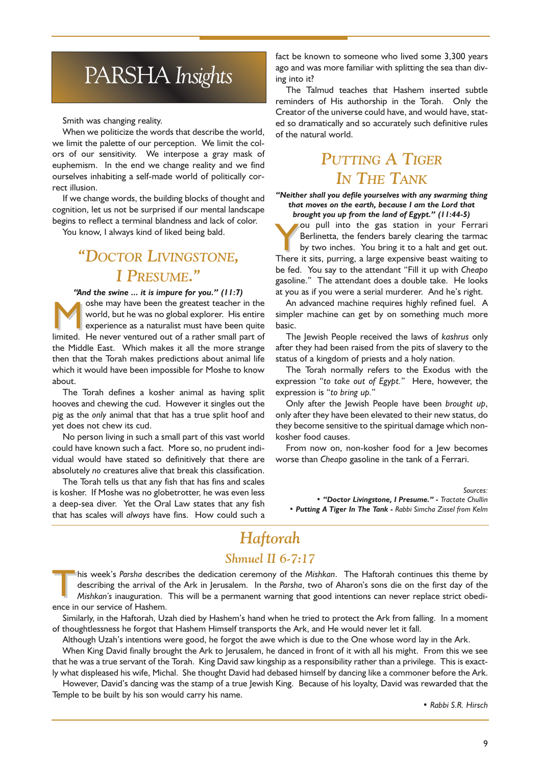# PARSHA *Insights*

Smith was changing reality.

When we politicize the words that describe the world, we limit the palette of our perception. We limit the colors of our sensitivity. We interpose a gray mask of euphemism. In the end we change reality and we find ourselves inhabiting a self-made world of politically correct illusion.

If we change words, the building blocks of thought and cognition, let us not be surprised if our mental landscape begins to reflect a terminal blandness and lack of color.

You know, I always kind of liked being bald.

## "Doctor Livingstone, I Presume."

***"And the swine ... it is impure for you." (11:7)***

Moshe may have been the greatest teacher in the world, but he was no global explorer. His entire experience as a naturalist must have been quite limited. He never ventured out of a rather small part of the Middle East. Which makes it all the more strange then that the Torah makes predictions about animal life which it would have been impossible for Moshe to know about.

The Torah defines a kosher animal as having split hooves and chewing the cud. However it singles out the pig as the *only* animal that that has a true split hoof and yet does not chew its cud.

No person living in such a small part of this vast world could have known such a fact. More so, no prudent individual would have stated so definitively that there are absolutely *no* creatures alive that break this classification.

The Torah tells us that any fish that has fins and scales is kosher. If Moshe was no globetrotter, he was even less a deep-sea diver. Yet the Oral Law states that any fish that has scales will *always* have fins. How could such a fact be known to someone who lived some 3,300 years ago and was more familiar with splitting the sea than diving into it?

The Talmud teaches that Hashem inserted subtle reminders of His authorship in the Torah. Only the Creator of the universe could have, and would have, stated so dramatically and so accurately such definitive rules of the natural world.

## Putting A Tiger In The Tank

***"Neither shall you defile yourselves with any swarming thing that moves on the earth, because I am the Lord that brought you up from the land of Egypt." (11:44-5)***

You pull into the gas station in your Ferrari Berlinetta, the fenders barely clearing the tarmac by two inches. You bring it to a halt and get out. There it sits, purring, a large expensive beast waiting to be fed. You say to the attendant "Fill it up with *Cheapo* gasoline." The attendant does a double take. He looks at you as if you were a serial murderer. And he's right.

An advanced machine requires highly refined fuel. A simpler machine can get by on something much more basic.

The Jewish People received the laws of *kashrus* only after they had been raised from the pits of slavery to the status of a kingdom of priests and a holy nation.

The Torah normally refers to the Exodus with the expression "*to take out of Egypt.*" Here, however, the expression is "*to bring up.*"

Only after the Jewish People have been *brought up*, only after they have been elevated to their new status, do they become sensitive to the spiritual damage which non-kosher food causes.

From now on, non-kosher food for a Jew becomes worse than *Cheapo* gasoline in the tank of a Ferrari.

*Sources:*
- ***"Doctor Livingstone, I Presume." -*** *Tractate Chullin*
- ***Putting A Tiger In The Tank -*** *Rabbi Simcha Zissel from Kelm*

# *Haftorah*

## *Shmuel II 6-7:17*

This week's *Parsha* describes the dedication ceremony of the *Mishkan*. The Haftorah continues this theme by describing the arrival of the Ark in Jerusalem. In the *Parsha*, two of Aharon's sons die on the first day of the *Mishkan's* inauguration. This will be a permanent warning that good intentions can never replace strict obedience in our service of Hashem.

Similarly, in the Haftorah, Uzah died by Hashem's hand when he tried to protect the Ark from falling. In a moment of thoughtlessness he forgot that Hashem Himself transports the Ark, and He would never let it fall.

Although Uzah's intentions were good, he forgot the awe which is due to the One whose word lay in the Ark.

When King David finally brought the Ark to Jerusalem, he danced in front of it with all his might. From this we see that he was a true servant of the Torah. King David saw kingship as a responsibility rather than a privilege. This is exactly what displeased his wife, Michal. She thought David had debased himself by dancing like a commoner before the Ark.

However, David's dancing was the stamp of a true Jewish King. Because of his loyalty, David was rewarded that the Temple to be built by his son would carry his name.

• *Rabbi S.R. Hirsch*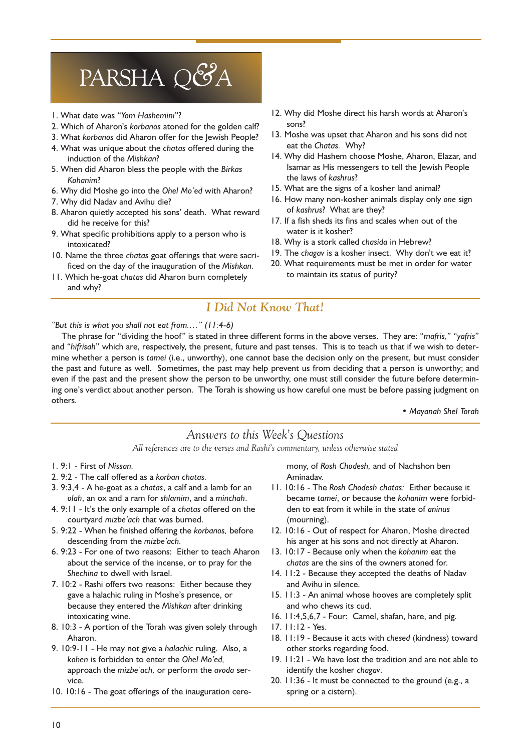# PARSHA Q&A

1. What date was "*Yom Hashemini*"?
2. Which of Aharon's *korbanos* atoned for the golden calf?
3. What *korbanos* did Aharon offer for the Jewish People?
4. What was unique about the *chatas* offered during the induction of the *Mishkan*?
5. When did Aharon bless the people with the *Birkas Kohanim*?
6. Why did Moshe go into the *Ohel Mo'ed* with Aharon?
7. Why did Nadav and Avihu die?
8. Aharon quietly accepted his sons' death. What reward did he receive for this?
9. What specific prohibitions apply to a person who is intoxicated?
10. Name the three *chatas* goat offerings that were sacrificed on the day of the inauguration of the *Mishkan*.
11. Which he-goat *chatas* did Aharon burn completely and why?
12. Why did Moshe direct his harsh words at Aharon's sons?
13. Moshe was upset that Aharon and his sons did not eat the *Chatas*. Why?
14. Why did Hashem choose Moshe, Aharon, Elazar, and Isamar as His messengers to tell the Jewish People the laws of *kashrus*?
15. What are the signs of a kosher land animal?
16. How many non-kosher animals display only *one* sign of *kashrus*? What are they?
17. If a fish sheds its fins and scales when out of the water is it kosher?
18. Why is a stork called *chasida* in Hebrew?
19. The *chagav* is a kosher insect. Why don't we eat it?
20. What requirements must be met in order for water to maintain its status of purity?

## *I Did Not Know That!*

*"But this is what you shall not eat from...." (11:4-6)*

The phrase for "dividing the hoof" is stated in three different forms in the above verses. They are: "*mafris,*" "*yafris*" and "*hifrisah*" which are, respectively, the present, future and past tenses. This is to teach us that if we wish to determine whether a person is *tamei* (i.e., unworthy), one cannot base the decision only on the present, but must consider the past and future as well. Sometimes, the past may help prevent us from deciding that a person is unworthy; and even if the past and the present show the person to be unworthy, one must still consider the future before determining one's verdict about another person. The Torah is showing us how careful one must be before passing judgment on others.

• *Mayanah Shel Torah*

## Answers to this Week's Questions

*All references are to the verses and Rashi's commentary, unless otherwise stated*

1. 9:1 - First of *Nissan.*
2. 9:2 - The calf offered as a *korban chatas.*
3. 9:3,4 - A he-goat as a *chatas*, a calf and a lamb for an *olah*, an ox and a ram for *shlamim*, and a *minchah*.
4. 9:11 - It's the only example of a *chatas* offered on the courtyard *mizbe'ach* that was burned.
5. 9:22 - When he finished offering the *korbanos,* before descending from the *mizbe'ach.*
6. 9:23 - For one of two reasons: Either to teach Aharon about the service of the incense, or to pray for the *Shechina* to dwell with Israel.
7. 10:2 - Rashi offers two reasons: Either because they gave a halachic ruling in Moshe's presence, or because they entered the *Mishkan* after drinking intoxicating wine.
8. 10:3 - A portion of the Torah was given solely through Aharon.
9. 10:9-11 - He may not give a *halachic* ruling. Also, a *kohen* is forbidden to enter the *Ohel Mo'ed,* approach the *mizbe'ach,* or perform the *avoda* service.
10. 10:16 - The goat offerings of the inauguration ceremony, of *Rosh Chodesh,* and of Nachshon ben Aminadav.
11. 10:16 - The *Rosh Chodesh chatas:* Either because it became *tamei*, or because the *kohanim* were forbidden to eat from it while in the state of *aninus* (mourning).
12. 10:16 - Out of respect for Aharon, Moshe directed his anger at his sons and not directly at Aharon.
13. 10:17 - Because only when the *kohanim* eat the *chatas* are the sins of the owners atoned for.
14. 11:2 - Because they accepted the deaths of Nadav and Avihu in silence.
15. 11:3 - An animal whose hooves are completely split and who chews its cud.
16. 11:4,5,6,7 - Four: Camel, shafan, hare, and pig.
17. 11:12 - Yes.
18. 11:19 - Because it acts with *chesed* (kindness) toward other storks regarding food.
19. 11:21 - We have lost the tradition and are not able to identify the kosher *chagav*.
20. 11:36 - It must be connected to the ground (e.g., a spring or a cistern).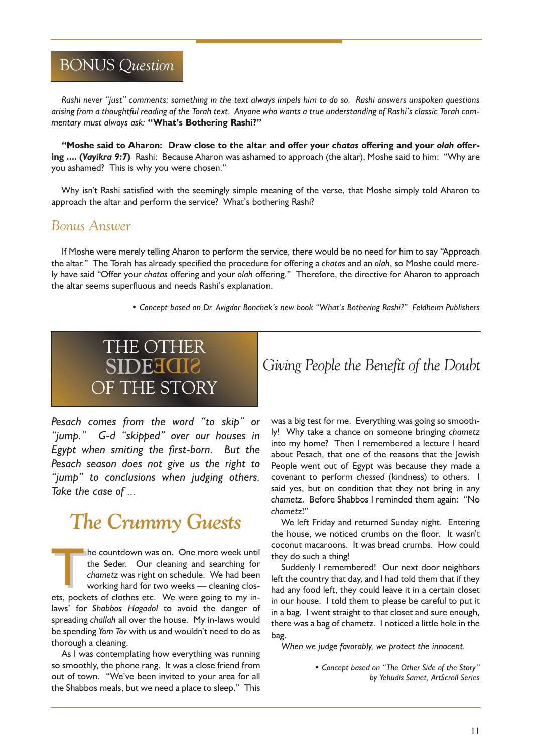## BONUS *Question*

*Rashi never "just" comments; something in the text always impels him to do so. Rashi answers unspoken questions arising from a thoughtful reading of the Torah text. Anyone who wants a true understanding of Rashi's classic Torah commentary must always ask:* **"What's Bothering Rashi?"**

**"Moshe said to Aharon: Draw close to the altar and offer your *chatas* offering and your *olah* offering .... (*Vayikra 9:7*)** Rashi: Because Aharon was ashamed to approach (the altar), Moshe said to him: "Why are you ashamed? This is why you were chosen."

Why isn't Rashi satisfied with the seemingly simple meaning of the verse, that Moshe simply told Aharon to approach the altar and perform the service? What's bothering Rashi?

### *Bonus Answer*

If Moshe were merely telling Aharon to perform the service, there would be no need for him to say "Approach the altar." The Torah has already specified the procedure for offering a *chatas* and an *olah*, so Moshe could merely have said "Offer your *chatas* offering and your *olah* offering." Therefore, the directive for Aharon to approach the altar seems superfluous and needs Rashi's explanation.

*• Concept based on Dr. Avigdor Bonchek's new book "What's Bothering Rashi?" Feldheim Publishers*

## THE OTHER SIDE OF THE STORY

## *Giving People the Benefit of the Doubt*

*Pesach comes from the word "to skip" or "jump." G-d "skipped" over our houses in Egypt when smiting the first-born. But the Pesach season does not give us the right to "jump" to conclusions when judging others. Take the case of ...*

### *The Crummy Guests*

The countdown was on. One more week until the Seder. Our cleaning and searching for *chametz* was right on schedule. We had been working hard for two weeks — cleaning closets, pockets of clothes etc. We were going to my in-laws' for *Shabbos Hagadol* to avoid the danger of spreading *challah* all over the house. My in-laws would be spending *Yom Tov* with us and wouldn't need to do as thorough a cleaning.

As I was contemplating how everything was running so smoothly, the phone rang. It was a close friend from out of town. "We've been invited to your area for all the Shabbos meals, but we need a place to sleep." This was a big test for me. Everything was going so smoothly! Why take a chance on someone bringing *chametz* into my home? Then I remembered a lecture I heard about Pesach, that one of the reasons that the Jewish People went out of Egypt was because they made a covenant to perform *chessed* (kindness) to others. I said yes, but on condition that they not bring in any *chametz*. Before Shabbos I reminded them again: "No *chametz*!"

We left Friday and returned Sunday night. Entering the house, we noticed crumbs on the floor. It wasn't coconut macaroons. It was bread crumbs. How could they do such a thing!

Suddenly I remembered! Our next door neighbors left the country that day, and I had told them that if they had any food left, they could leave it in a certain closet in our house. I told them to please be careful to put it in a bag. I went straight to that closet and sure enough, there was a bag of chametz. I noticed a little hole in the bag.

*When we judge favorably, we protect the innocent.*

*• Concept based on "The Other Side of the Story" by Yehudis Samet, ArtScroll Series*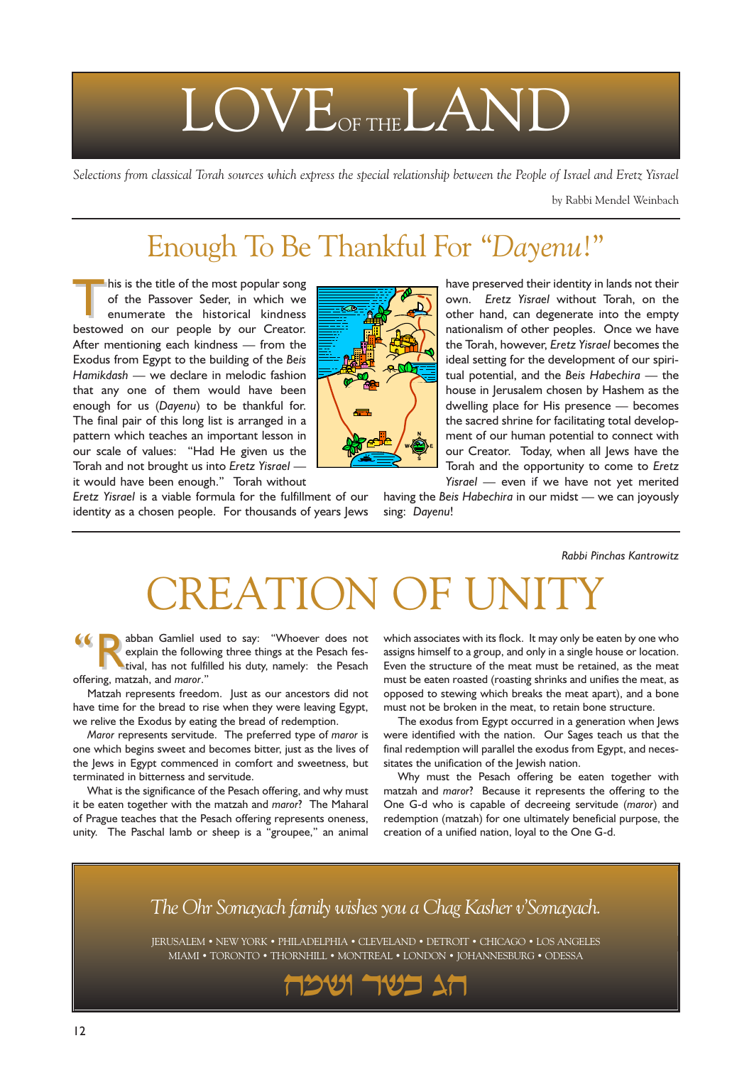# LOVE OF THE LAND

*Selections from classical Torah sources which express the special relationship between the People of Israel and Eretz Yisrael*

by Rabbi Mendel Weinbach

## Enough To Be Thankful For "*Dayenu!*"

This is the title of the most popular song of the Passover Seder, in which we enumerate the historical kindness bestowed on our people by our Creator. After mentioning each kindness — from the Exodus from Egypt to the building of the *Beis Hamikdash* — we declare in melodic fashion that any one of them would have been enough for us (*Dayenu*) to be thankful for. The final pair of this long list is arranged in a pattern which teaches an important lesson in our scale of values: "Had He given us the Torah and not brought us into *Eretz Yisrael* — it would have been enough." Torah without *Eretz Yisrael* is a viable formula for the fulfillment of our identity as a chosen people. For thousands of years Jews have preserved their identity in lands not their own. *Eretz Yisrael* without Torah, on the other hand, can degenerate into the empty nationalism of other peoples. Once we have the Torah, however, *Eretz Yisrael* becomes the ideal setting for the development of our spiritual potential, and the *Beis Habechira* — the house in Jerusalem chosen by Hashem as the dwelling place for His presence — becomes the sacred shrine for facilitating total development of our human potential to connect with our Creator. Today, when all Jews have the Torah and the opportunity to come to *Eretz Yisrael* — even if we have not yet merited having the *Beis Habechira* in our midst — we can joyously sing: *Dayenu*!

*Rabbi Pinchas Kantrowitz*

# CREATION OF UNITY

"Rabban Gamliel used to say: "Whoever does not explain the following three things at the Pesach festival, has not fulfilled his duty, namely: the Pesach offering, matzah, and *maror*."

Matzah represents freedom. Just as our ancestors did not have time for the bread to rise when they were leaving Egypt, we relive the Exodus by eating the bread of redemption.

*Maror* represents servitude. The preferred type of *maror* is one which begins sweet and becomes bitter, just as the lives of the Jews in Egypt commenced in comfort and sweetness, but terminated in bitterness and servitude.

What is the significance of the Pesach offering, and why must it be eaten together with the matzah and *maror*? The Maharal of Prague teaches that the Pesach offering represents oneness, unity. The Paschal lamb or sheep is a "groupee," an animal which associates with its flock. It may only be eaten by one who assigns himself to a group, and only in a single house or location. Even the structure of the meat must be retained, as the meat must be eaten roasted (roasting shrinks and unifies the meat, as opposed to stewing which breaks the meat apart), and a bone must not be broken in the meat, to retain bone structure.

The exodus from Egypt occurred in a generation when Jews were identified with the nation. Our Sages teach us that the final redemption will parallel the exodus from Egypt, and necessitates the unification of the Jewish nation.

Why must the Pesach offering be eaten together with matzah and *maror*? Because it represents the offering to the One G-d who is capable of decreeing servitude (*maror*) and redemption (matzah) for one ultimately beneficial purpose, the creation of a unified nation, loyal to the One G-d.

*The Ohr Somayach family wishes you a Chag Kasher v'Somayach.*

JERUSALEM • NEW YORK • PHILADELPHIA • CLEVELAND • DETROIT • CHICAGO • LOS ANGELES
MIAMI • TORONTO • THORNHILL • MONTREAL • LONDON • JOHANNESBURG • ODESSA

חג כשר ושמח